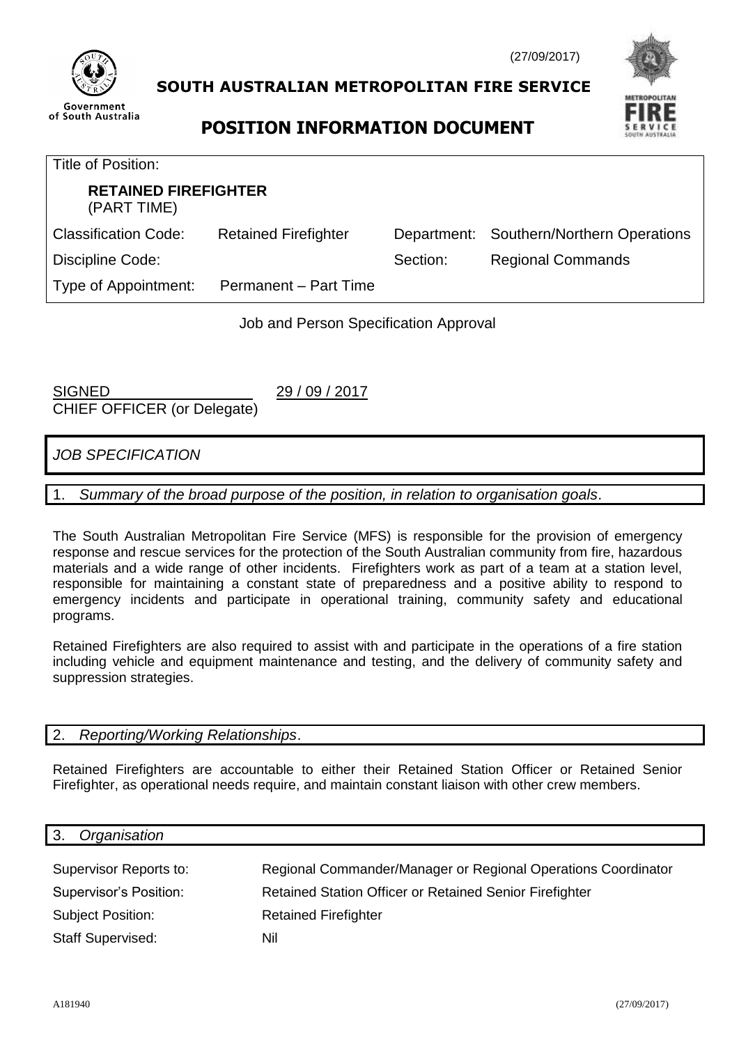(27/09/2017)

Government of South Australia

# SOUTH AUSTRALIAN METROPOLITAN FIRE SERVICE

# POSITION INFORMATION DOCUMENT

| | | | |
|---|---|---|---|
| Title of Position: | | | |
| **RETAINED FIREFIGHTER** (PART TIME) | | | |
| Classification Code: | Retained Firefighter | Department: | Southern/Northern Operations |
| Discipline Code: | | Section: | Regional Commands |
| Type of Appointment: | Permanent – Part Time | | |

Job and Person Specification Approval

SIGNED 29 / 09 / 2017
CHIEF OFFICER (or Delegate)

## *JOB SPECIFICATION*

### 1. *Summary of the broad purpose of the position, in relation to organisation goals*.

The South Australian Metropolitan Fire Service (MFS) is responsible for the provision of emergency response and rescue services for the protection of the South Australian community from fire, hazardous materials and a wide range of other incidents. Firefighters work as part of a team at a station level, responsible for maintaining a constant state of preparedness and a positive ability to respond to emergency incidents and participate in operational training, community safety and educational programs.

Retained Firefighters are also required to assist with and participate in the operations of a fire station including vehicle and equipment maintenance and testing, and the delivery of community safety and suppression strategies.

### 2. *Reporting/Working Relationships*.

Retained Firefighters are accountable to either their Retained Station Officer or Retained Senior Firefighter, as operational needs require, and maintain constant liaison with other crew members.

### 3. *Organisation*

| | |
|---|---|
| Supervisor Reports to: | Regional Commander/Manager or Regional Operations Coordinator |
| Supervisor's Position: | Retained Station Officer or Retained Senior Firefighter |
| Subject Position: | Retained Firefighter |
| Staff Supervised: | Nil |

A181940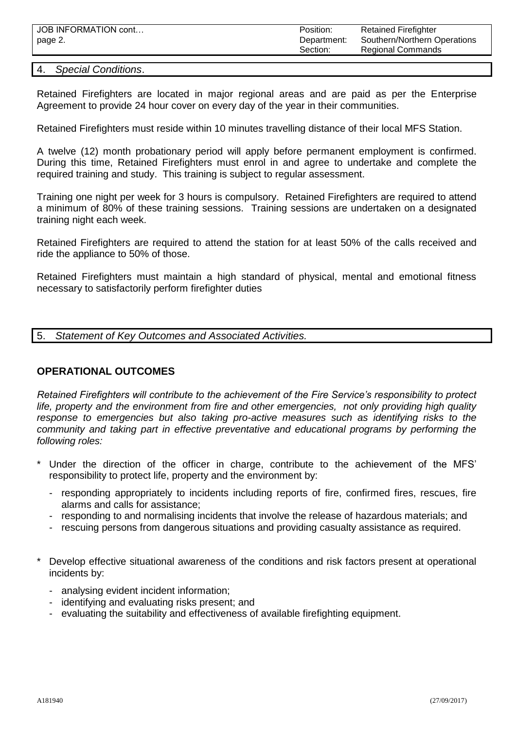## 4. *Special Conditions*.

Retained Firefighters are located in major regional areas and are paid as per the Enterprise Agreement to provide 24 hour cover on every day of the year in their communities.

Retained Firefighters must reside within 10 minutes travelling distance of their local MFS Station.

A twelve (12) month probationary period will apply before permanent employment is confirmed. During this time, Retained Firefighters must enrol in and agree to undertake and complete the required training and study. This training is subject to regular assessment.

Training one night per week for 3 hours is compulsory. Retained Firefighters are required to attend a minimum of 80% of these training sessions. Training sessions are undertaken on a designated training night each week.

Retained Firefighters are required to attend the station for at least 50% of the calls received and ride the appliance to 50% of those.

Retained Firefighters must maintain a high standard of physical, mental and emotional fitness necessary to satisfactorily perform firefighter duties

## 5. *Statement of Key Outcomes and Associated Activities.*

### OPERATIONAL OUTCOMES

*Retained Firefighters will contribute to the achievement of the Fire Service's responsibility to protect life, property and the environment from fire and other emergencies, not only providing high quality response to emergencies but also taking pro-active measures such as identifying risks to the community and taking part in effective preventative and educational programs by performing the following roles:*

* Under the direction of the officer in charge, contribute to the achievement of the MFS' responsibility to protect life, property and the environment by:
  - responding appropriately to incidents including reports of fire, confirmed fires, rescues, fire alarms and calls for assistance;
  - responding to and normalising incidents that involve the release of hazardous materials; and
  - rescuing persons from dangerous situations and providing casualty assistance as required.

* Develop effective situational awareness of the conditions and risk factors present at operational incidents by:
  - analysing evident incident information;
  - identifying and evaluating risks present; and
  - evaluating the suitability and effectiveness of available firefighting equipment.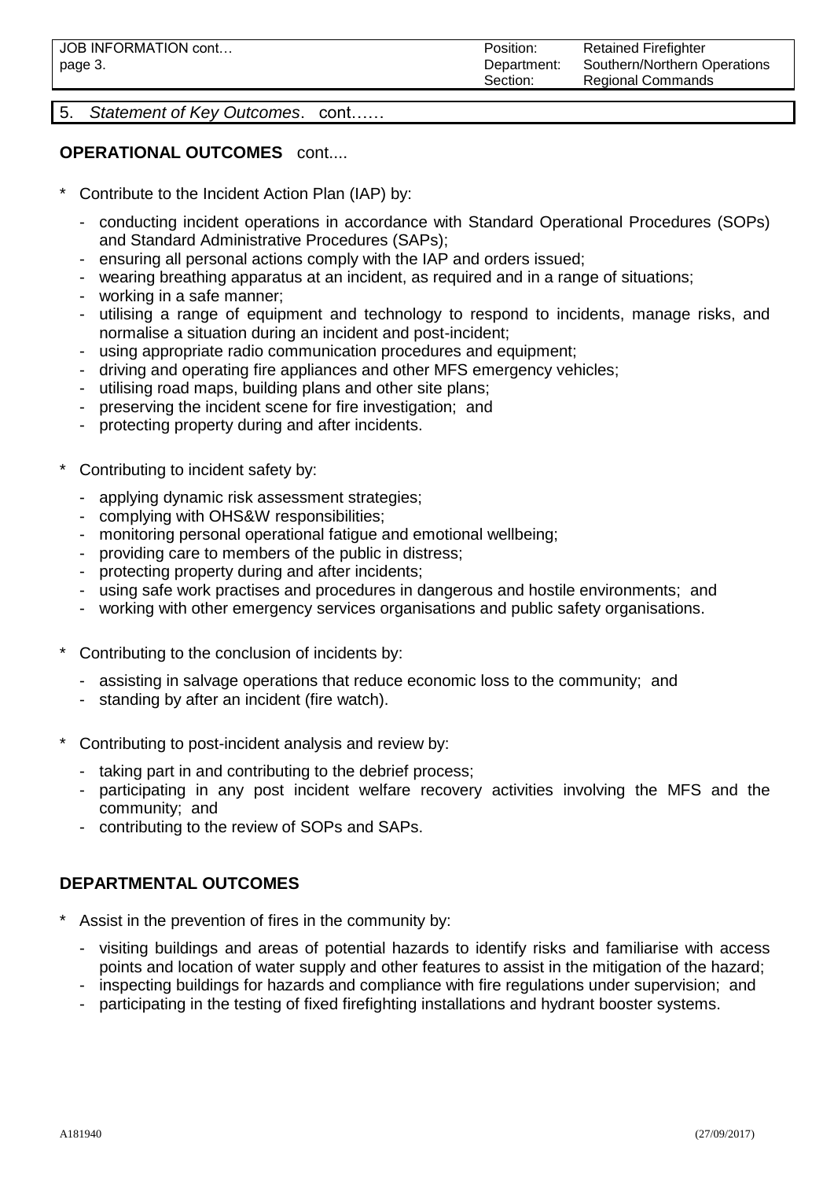5. *Statement of Key Outcomes*. cont……

**OPERATIONAL OUTCOMES** cont....

* Contribute to the Incident Action Plan (IAP) by:
  - conducting incident operations in accordance with Standard Operational Procedures (SOPs) and Standard Administrative Procedures (SAPs);
  - ensuring all personal actions comply with the IAP and orders issued;
  - wearing breathing apparatus at an incident, as required and in a range of situations;
  - working in a safe manner;
  - utilising a range of equipment and technology to respond to incidents, manage risks, and normalise a situation during an incident and post-incident;
  - using appropriate radio communication procedures and equipment;
  - driving and operating fire appliances and other MFS emergency vehicles;
  - utilising road maps, building plans and other site plans;
  - preserving the incident scene for fire investigation; and
  - protecting property during and after incidents.

* Contributing to incident safety by:
  - applying dynamic risk assessment strategies;
  - complying with OHS&W responsibilities;
  - monitoring personal operational fatigue and emotional wellbeing;
  - providing care to members of the public in distress;
  - protecting property during and after incidents;
  - using safe work practises and procedures in dangerous and hostile environments; and
  - working with other emergency services organisations and public safety organisations.

* Contributing to the conclusion of incidents by:
  - assisting in salvage operations that reduce economic loss to the community; and
  - standing by after an incident (fire watch).

* Contributing to post-incident analysis and review by:
  - taking part in and contributing to the debrief process;
  - participating in any post incident welfare recovery activities involving the MFS and the community; and
  - contributing to the review of SOPs and SAPs.

**DEPARTMENTAL OUTCOMES**

* Assist in the prevention of fires in the community by:
  - visiting buildings and areas of potential hazards to identify risks and familiarise with access points and location of water supply and other features to assist in the mitigation of the hazard;
  - inspecting buildings for hazards and compliance with fire regulations under supervision; and
  - participating in the testing of fixed firefighting installations and hydrant booster systems.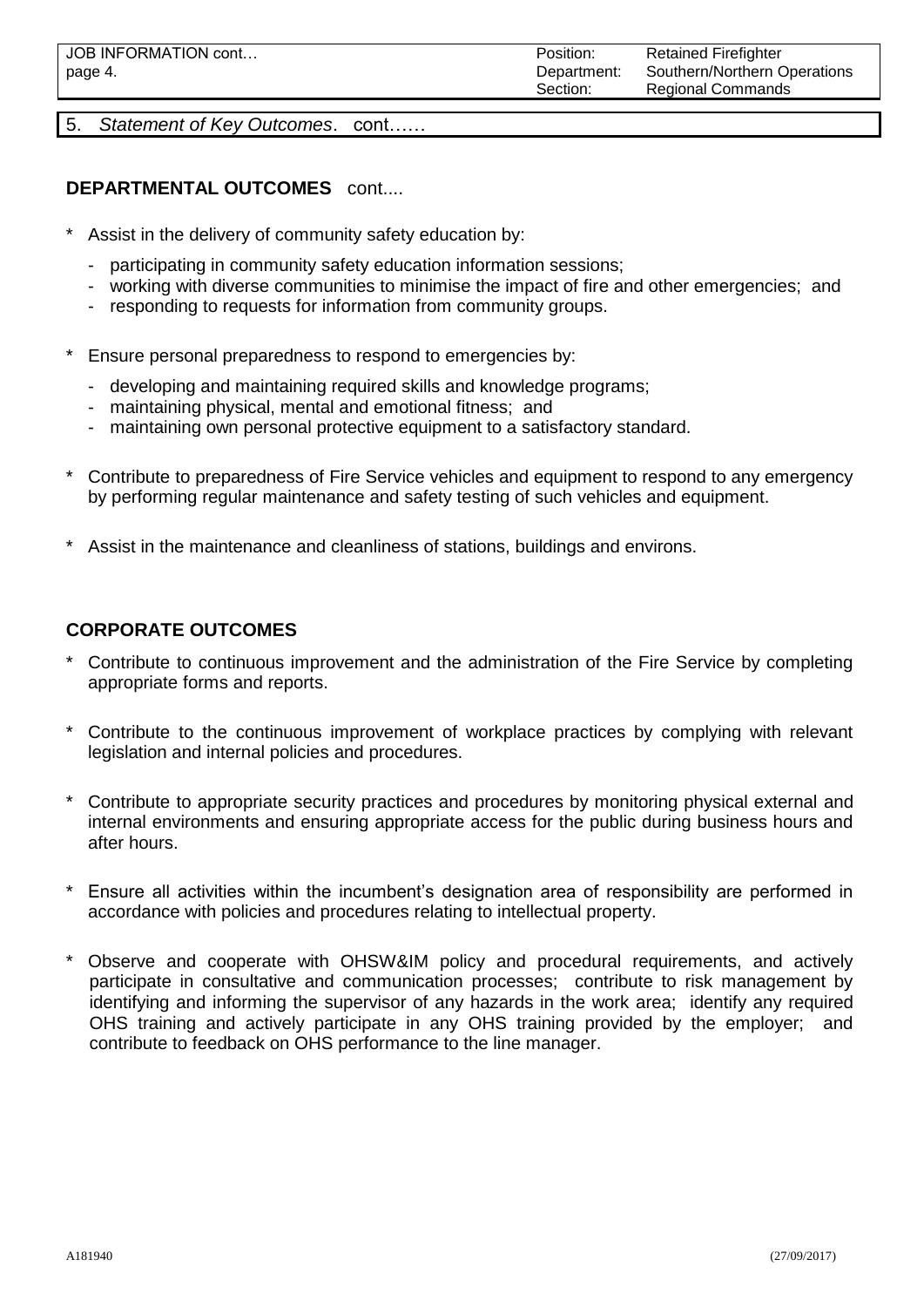5. *Statement of Key Outcomes*. cont……

## DEPARTMENTAL OUTCOMES cont....

* Assist in the delivery of community safety education by:
  - participating in community safety education information sessions;
  - working with diverse communities to minimise the impact of fire and other emergencies; and
  - responding to requests for information from community groups.

* Ensure personal preparedness to respond to emergencies by:
  - developing and maintaining required skills and knowledge programs;
  - maintaining physical, mental and emotional fitness; and
  - maintaining own personal protective equipment to a satisfactory standard.

* Contribute to preparedness of Fire Service vehicles and equipment to respond to any emergency by performing regular maintenance and safety testing of such vehicles and equipment.

* Assist in the maintenance and cleanliness of stations, buildings and environs.

## CORPORATE OUTCOMES

* Contribute to continuous improvement and the administration of the Fire Service by completing appropriate forms and reports.

* Contribute to the continuous improvement of workplace practices by complying with relevant legislation and internal policies and procedures.

* Contribute to appropriate security practices and procedures by monitoring physical external and internal environments and ensuring appropriate access for the public during business hours and after hours.

* Ensure all activities within the incumbent's designation area of responsibility are performed in accordance with policies and procedures relating to intellectual property.

* Observe and cooperate with OHSW&IM policy and procedural requirements, and actively participate in consultative and communication processes; contribute to risk management by identifying and informing the supervisor of any hazards in the work area; identify any required OHS training and actively participate in any OHS training provided by the employer; and contribute to feedback on OHS performance to the line manager.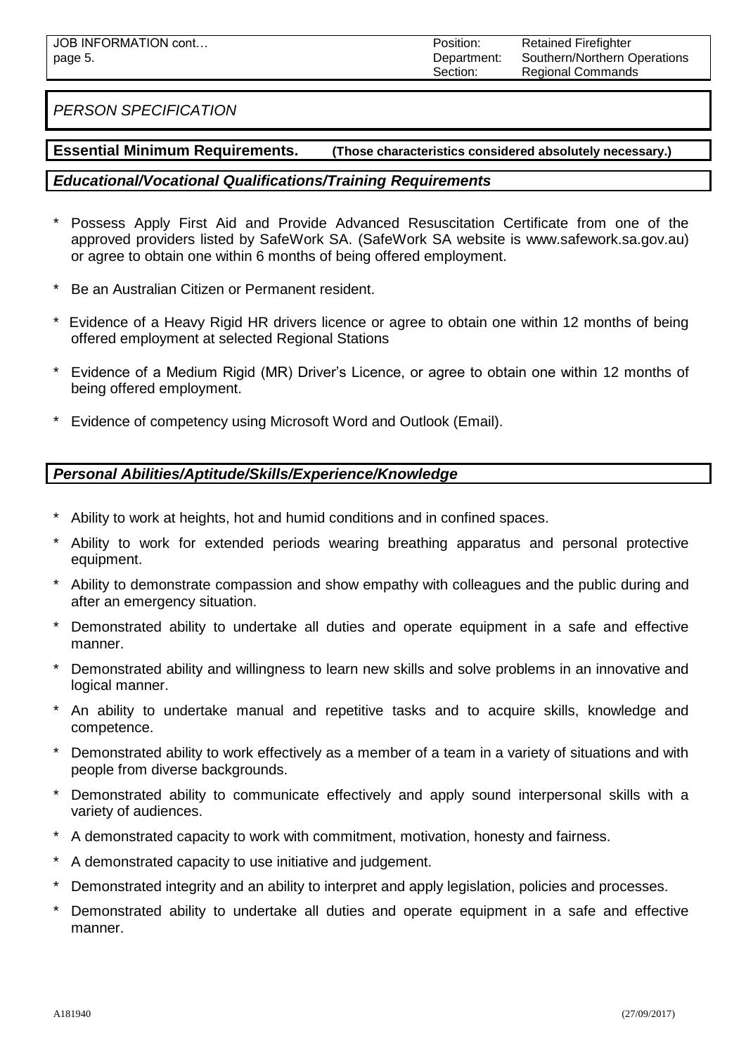## PERSON SPECIFICATION

**Essential Minimum Requirements.** **(Those characteristics considered absolutely necessary.)**

### Educational/Vocational Qualifications/Training Requirements

* Possess Apply First Aid and Provide Advanced Resuscitation Certificate from one of the approved providers listed by SafeWork SA. (SafeWork SA website is www.safework.sa.gov.au) or agree to obtain one within 6 months of being offered employment.
* Be an Australian Citizen or Permanent resident.
* Evidence of a Heavy Rigid HR drivers licence or agree to obtain one within 12 months of being offered employment at selected Regional Stations
* Evidence of a Medium Rigid (MR) Driver's Licence, or agree to obtain one within 12 months of being offered employment.
* Evidence of competency using Microsoft Word and Outlook (Email).

### Personal Abilities/Aptitude/Skills/Experience/Knowledge

* Ability to work at heights, hot and humid conditions and in confined spaces.
* Ability to work for extended periods wearing breathing apparatus and personal protective equipment.
* Ability to demonstrate compassion and show empathy with colleagues and the public during and after an emergency situation.
* Demonstrated ability to undertake all duties and operate equipment in a safe and effective manner.
* Demonstrated ability and willingness to learn new skills and solve problems in an innovative and logical manner.
* An ability to undertake manual and repetitive tasks and to acquire skills, knowledge and competence.
* Demonstrated ability to work effectively as a member of a team in a variety of situations and with people from diverse backgrounds.
* Demonstrated ability to communicate effectively and apply sound interpersonal skills with a variety of audiences.
* A demonstrated capacity to work with commitment, motivation, honesty and fairness.
* A demonstrated capacity to use initiative and judgement.
* Demonstrated integrity and an ability to interpret and apply legislation, policies and processes.
* Demonstrated ability to undertake all duties and operate equipment in a safe and effective manner.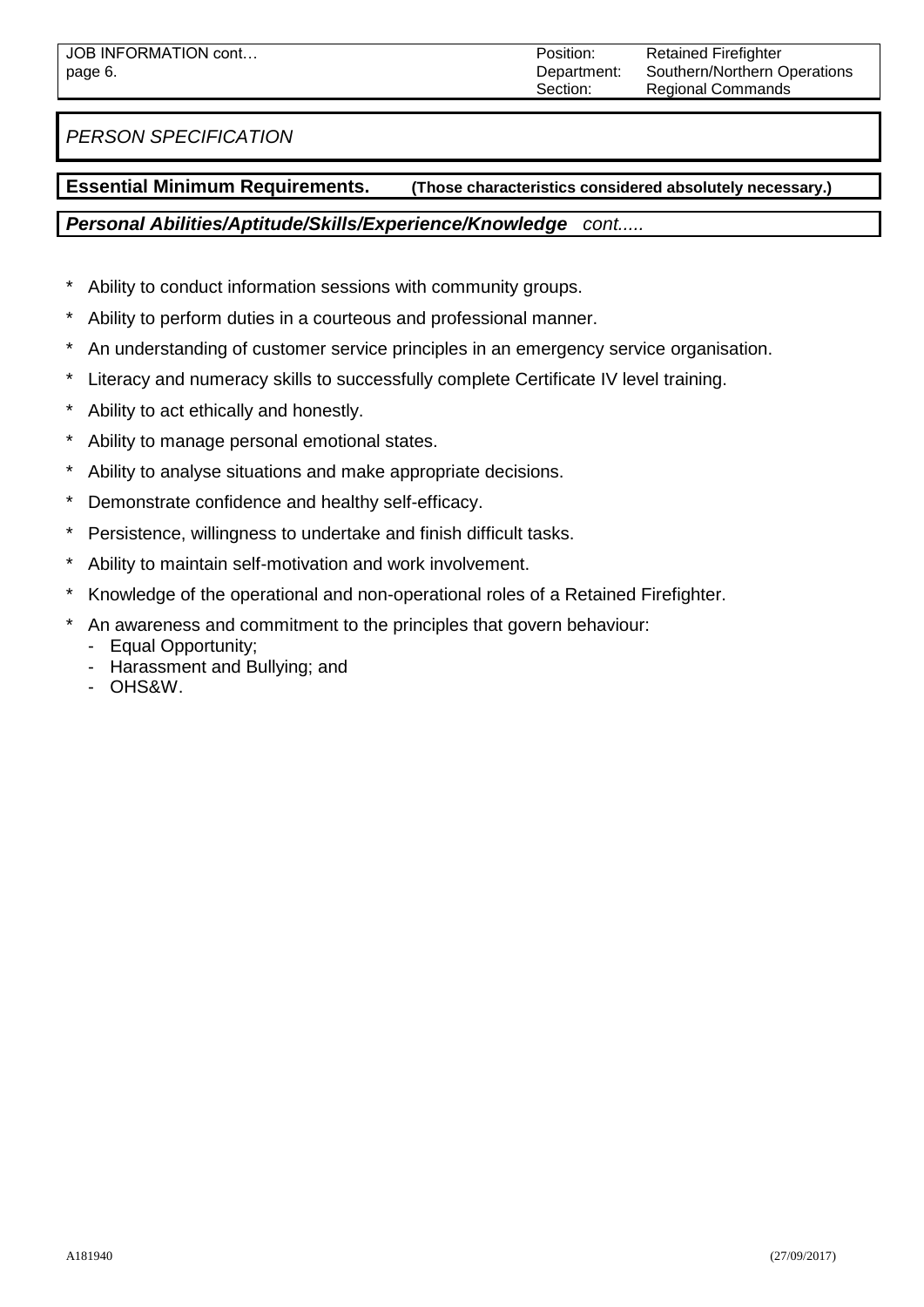*PERSON SPECIFICATION*

**Essential Minimum Requirements.** **(Those characteristics considered absolutely necessary.)**

***Personal Abilities/Aptitude/Skills/Experience/Knowledge*** *cont.....*

* Ability to conduct information sessions with community groups.
* Ability to perform duties in a courteous and professional manner.
* An understanding of customer service principles in an emergency service organisation.
* Literacy and numeracy skills to successfully complete Certificate IV level training.
* Ability to act ethically and honestly.
* Ability to manage personal emotional states.
* Ability to analyse situations and make appropriate decisions.
* Demonstrate confidence and healthy self-efficacy.
* Persistence, willingness to undertake and finish difficult tasks.
* Ability to maintain self-motivation and work involvement.
* Knowledge of the operational and non-operational roles of a Retained Firefighter.
* An awareness and commitment to the principles that govern behaviour:
  - Equal Opportunity;
  - Harassment and Bullying; and
  - OHS&W.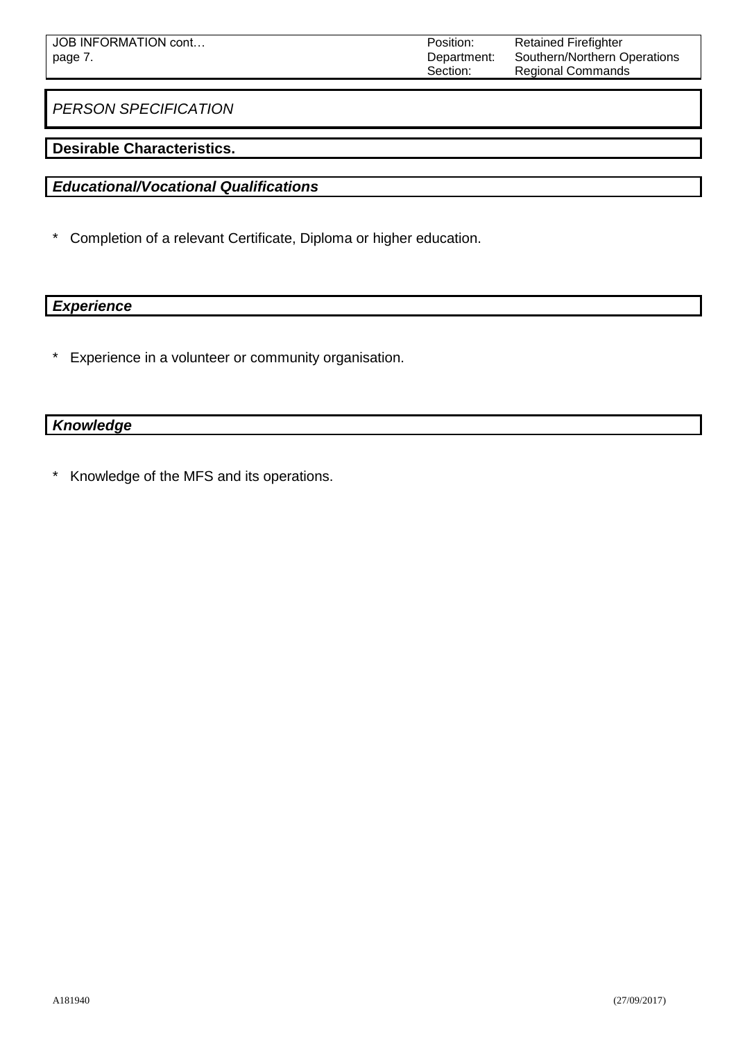*PERSON SPECIFICATION*

**Desirable Characteristics.**

***Educational/Vocational Qualifications***

* Completion of a relevant Certificate, Diploma or higher education.

***Experience***

* Experience in a volunteer or community organisation.

***Knowledge***

* Knowledge of the MFS and its operations.